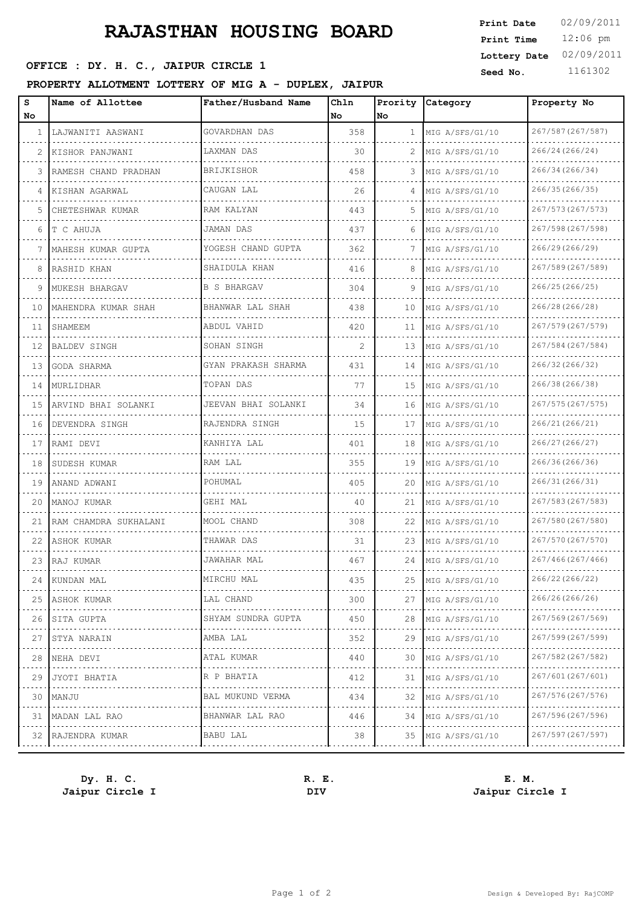# RAJASTHAN HOUSING BOARD

**Print Date** 02/09/2011
**Print Time** 12:06 pm
**Lottery Date** 02/09/2011
**Seed No.** 1161302

**OFFICE : DY. H. C., JAIPUR CIRCLE 1**

**PROPERTY ALLOTMENT LOTTERY OF MIG A - DUPLEX, JAIPUR**

| S No | Name of Allottee | Father/Husband Name | Chln No | Prority No | Category | Property No |
|---|---|---|---|---|---|---|
| 1 | LAJWANITI AASWANI | GOVARDHAN DAS | 358 | 1 | MIG A/SFS/G1/10 | 267/587(267/587) |
| 2 | KISHOR PANJWANI | LAXMAN DAS | 30 | 2 | MIG A/SFS/G1/10 | 266/24(266/24) |
| 3 | RAMESH CHAND PRADHAN | BRIJKISHOR | 458 | 3 | MIG A/SFS/G1/10 | 266/34(266/34) |
| 4 | KISHAN AGARWAL | CAUGAN LAL | 26 | 4 | MIG A/SFS/G1/10 | 266/35(266/35) |
| 5 | CHETESHWAR KUMAR | RAM KALYAN | 443 | 5 | MIG A/SFS/G1/10 | 267/573(267/573) |
| 6 | T C AHUJA | JAMAN DAS | 437 | 6 | MIG A/SFS/G1/10 | 267/598(267/598) |
| 7 | MAHESH KUMAR GUPTA | YOGESH CHAND GUPTA | 362 | 7 | MIG A/SFS/G1/10 | 266/29(266/29) |
| 8 | RASHID KHAN | SHAIDULA KHAN | 416 | 8 | MIG A/SFS/G1/10 | 267/589(267/589) |
| 9 | MUKESH BHARGAV | B S BHARGAV | 304 | 9 | MIG A/SFS/G1/10 | 266/25(266/25) |
| 10 | MAHENDRA KUMAR SHAH | BHANWAR LAL SHAH | 438 | 10 | MIG A/SFS/G1/10 | 266/28(266/28) |
| 11 | SHAMEEM | ABDUL VAHID | 420 | 11 | MIG A/SFS/G1/10 | 267/579(267/579) |
| 12 | BALDEV SINGH | SOHAN SINGH | 2 | 13 | MIG A/SFS/G1/10 | 267/584(267/584) |
| 13 | GODA SHARMA | GYAN PRAKASH SHARMA | 431 | 14 | MIG A/SFS/G1/10 | 266/32(266/32) |
| 14 | MURLIDHAR | TOPAN DAS | 77 | 15 | MIG A/SFS/G1/10 | 266/38(266/38) |
| 15 | ARVIND BHAI SOLANKI | JEEVAN BHAI SOLANKI | 34 | 16 | MIG A/SFS/G1/10 | 267/575(267/575) |
| 16 | DEVENDRA SINGH | RAJENDRA SINGH | 15 | 17 | MIG A/SFS/G1/10 | 266/21(266/21) |
| 17 | RAMI DEVI | KANHIYA LAL | 401 | 18 | MIG A/SFS/G1/10 | 266/27(266/27) |
| 18 | SUDESH KUMAR | RAM LAL | 355 | 19 | MIG A/SFS/G1/10 | 266/36(266/36) |
| 19 | ANAND ADWANI | POHUMAL | 405 | 20 | MIG A/SFS/G1/10 | 266/31(266/31) |
| 20 | MANOJ KUMAR | GEHI MAL | 40 | 21 | MIG A/SFS/G1/10 | 267/583(267/583) |
| 21 | RAM CHAMDRA SUKHALANI | MOOL CHAND | 308 | 22 | MIG A/SFS/G1/10 | 267/580(267/580) |
| 22 | ASHOK KUMAR | THAWAR DAS | 31 | 23 | MIG A/SFS/G1/10 | 267/570(267/570) |
| 23 | RAJ KUMAR | JAWAHAR MAL | 467 | 24 | MIG A/SFS/G1/10 | 267/466(267/466) |
| 24 | KUNDAN MAL | MIRCHU MAL | 435 | 25 | MIG A/SFS/G1/10 | 266/22(266/22) |
| 25 | ASHOK KUMAR | LAL CHAND | 300 | 27 | MIG A/SFS/G1/10 | 266/26(266/26) |
| 26 | SITA GUPTA | SHYAM SUNDRA GUPTA | 450 | 28 | MIG A/SFS/G1/10 | 267/569(267/569) |
| 27 | STYA NARAIN | AMBA LAL | 352 | 29 | MIG A/SFS/G1/10 | 267/599(267/599) |
| 28 | NEHA DEVI | ATAL KUMAR | 440 | 30 | MIG A/SFS/G1/10 | 267/582(267/582) |
| 29 | JYOTI BHATIA | R P BHATIA | 412 | 31 | MIG A/SFS/G1/10 | 267/601(267/601) |
| 30 | MANJU | BAL MUKUND VERMA | 434 | 32 | MIG A/SFS/G1/10 | 267/576(267/576) |
| 31 | MADAN LAL RAO | BHANWAR LAL RAO | 446 | 34 | MIG A/SFS/G1/10 | 267/596(267/596) |
| 32 | RAJENDRA KUMAR | BABU LAL | 38 | 35 | MIG A/SFS/G1/10 | 267/597(267/597) |

**Dy. H. C.**
**Jaipur Circle I**

**R. E.**
**DIV**

**E. M.**
**Jaipur Circle I**

Design & Developed By: RajCOMP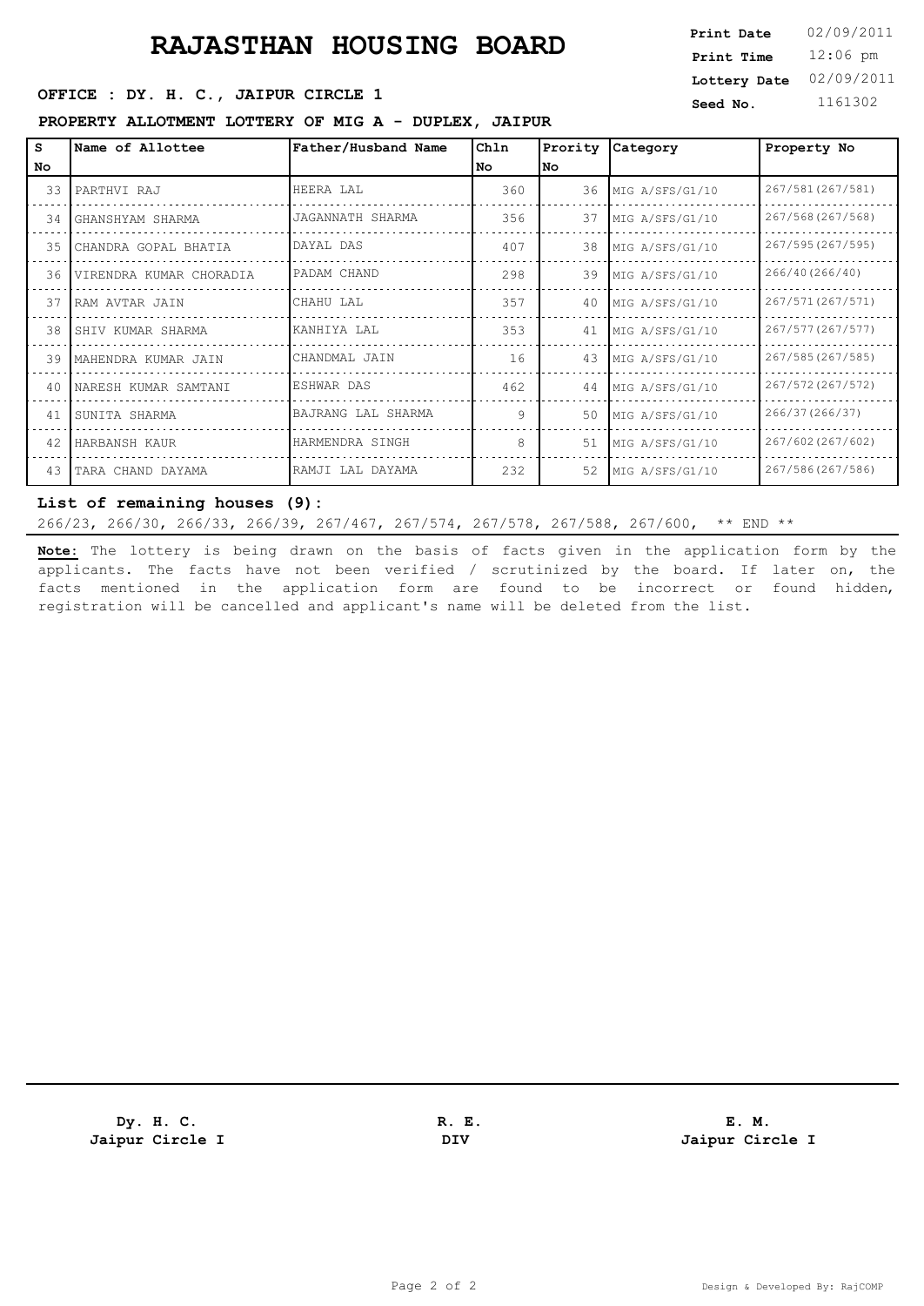# RAJASTHAN HOUSING BOARD

| | |
|---|---|
| **Print Date** | 02/09/2011 |
| **Print Time** | 12:06 pm |
| **Lottery Date** | 02/09/2011 |
| **Seed No.** | 1161302 |

**OFFICE : DY. H. C., JAIPUR CIRCLE 1**

**PROPERTY ALLOTMENT LOTTERY OF MIG A - DUPLEX, JAIPUR**

| S No | Name of Allottee | Father/Husband Name | Chln No | Prority No | Category | Property No |
|---|---|---|---|---|---|---|
| 33 | PARTHVI RAJ | HEERA LAL | 360 | 36 | MIG A/SFS/G1/10 | 267/581(267/581) |
| 34 | GHANSHYAM SHARMA | JAGANNATH SHARMA | 356 | 37 | MIG A/SFS/G1/10 | 267/568(267/568) |
| 35 | CHANDRA GOPAL BHATIA | DAYAL DAS | 407 | 38 | MIG A/SFS/G1/10 | 267/595(267/595) |
| 36 | VIRENDRA KUMAR CHORADIA | PADAM CHAND | 298 | 39 | MIG A/SFS/G1/10 | 266/40(266/40) |
| 37 | RAM AVTAR JAIN | CHAHU LAL | 357 | 40 | MIG A/SFS/G1/10 | 267/571(267/571) |
| 38 | SHIV KUMAR SHARMA | KANHIYA LAL | 353 | 41 | MIG A/SFS/G1/10 | 267/577(267/577) |
| 39 | MAHENDRA KUMAR JAIN | CHANDMAL JAIN | 16 | 43 | MIG A/SFS/G1/10 | 267/585(267/585) |
| 40 | NARESH KUMAR SAMTANI | ESHWAR DAS | 462 | 44 | MIG A/SFS/G1/10 | 267/572(267/572) |
| 41 | SUNITA SHARMA | BAJRANG LAL SHARMA | 9 | 50 | MIG A/SFS/G1/10 | 266/37(266/37) |
| 42 | HARBANSH KAUR | HARMENDRA SINGH | 8 | 51 | MIG A/SFS/G1/10 | 267/602(267/602) |
| 43 | TARA CHAND DAYAMA | RAMJI LAL DAYAMA | 232 | 52 | MIG A/SFS/G1/10 | 267/586(267/586) |

**List of remaining houses (9):**

266/23, 266/30, 266/33, 266/39, 267/467, 267/574, 267/578, 267/588, 267/600, ** END **

**Note:** The lottery is being drawn on the basis of facts given in the application form by the applicants. The facts have not been verified / scrutinized by the board. If later on, the facts mentioned in the application form are found to be incorrect or found hidden, registration will be cancelled and applicant's name will be deleted from the list.

| | | |
|---|---|---|
| **Dy. H. C.** | **R. E.** | **E. M.** |
| **Jaipur Circle I** | **DIV** | **Jaipur Circle I** |

Design & Developed By: RajCOMP